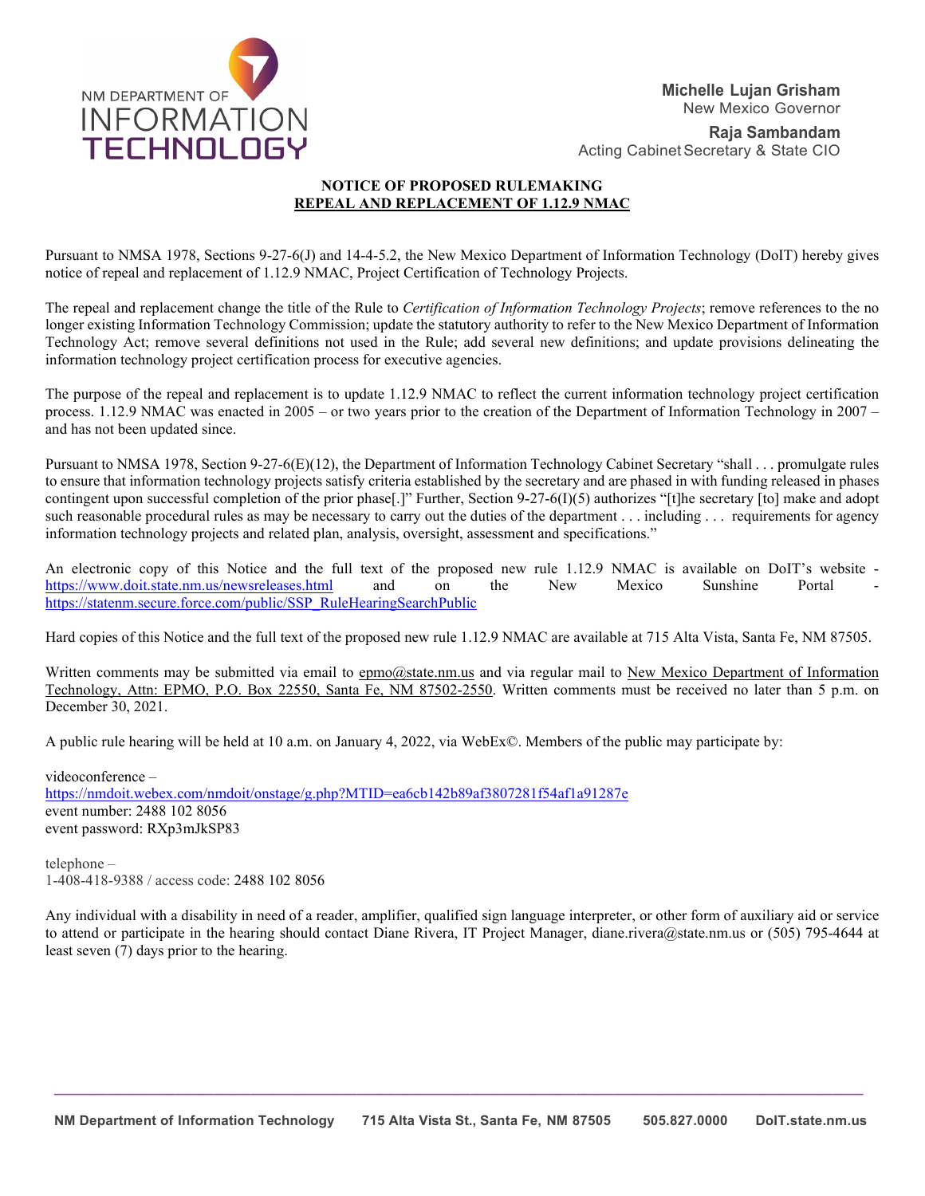NM DEPARTMENT OF
INFORMATION
TECHNOLOGY

**Michelle Lujan Grisham**
New Mexico Governor

**Raja Sambandam**
Acting Cabinet Secretary & State CIO

**NOTICE OF PROPOSED RULEMAKING**
**REPEAL AND REPLACEMENT OF 1.12.9 NMAC**

Pursuant to NMSA 1978, Sections 9-27-6(J) and 14-4-5.2, the New Mexico Department of Information Technology (DoIT) hereby gives notice of repeal and replacement of 1.12.9 NMAC, Project Certification of Technology Projects.

The repeal and replacement change the title of the Rule to *Certification of Information Technology Projects*; remove references to the no longer existing Information Technology Commission; update the statutory authority to refer to the New Mexico Department of Information Technology Act; remove several definitions not used in the Rule; add several new definitions; and update provisions delineating the information technology project certification process for executive agencies.

The purpose of the repeal and replacement is to update 1.12.9 NMAC to reflect the current information technology project certification process. 1.12.9 NMAC was enacted in 2005 – or two years prior to the creation of the Department of Information Technology in 2007 – and has not been updated since.

Pursuant to NMSA 1978, Section 9-27-6(E)(12), the Department of Information Technology Cabinet Secretary "shall . . . promulgate rules to ensure that information technology projects satisfy criteria established by the secretary and are phased in with funding released in phases contingent upon successful completion of the prior phase[.]" Further, Section 9-27-6(I)(5) authorizes "[t]he secretary [to] make and adopt such reasonable procedural rules as may be necessary to carry out the duties of the department . . . including . . . requirements for agency information technology projects and related plan, analysis, oversight, assessment and specifications."

An electronic copy of this Notice and the full text of the proposed new rule 1.12.9 NMAC is available on DoIT's website - https://www.doit.state.nm.us/newsreleases.html and on the New Mexico Sunshine Portal - https://statenm.secure.force.com/public/SSP_RuleHearingSearchPublic

Hard copies of this Notice and the full text of the proposed new rule 1.12.9 NMAC are available at 715 Alta Vista, Santa Fe, NM 87505.

Written comments may be submitted via email to epmo@state.nm.us and via regular mail to New Mexico Department of Information Technology, Attn: EPMO, P.O. Box 22550, Santa Fe, NM 87502-2550. Written comments must be received no later than 5 p.m. on December 30, 2021.

A public rule hearing will be held at 10 a.m. on January 4, 2022, via WebEx©. Members of the public may participate by:

videoconference –
https://nmdoit.webex.com/nmdoit/onstage/g.php?MTID=ea6cb142b89af3807281f54af1a91287e
event number: 2488 102 8056
event password: RXp3mJkSP83

telephone –
1-408-418-9388 / access code: 2488 102 8056

Any individual with a disability in need of a reader, amplifier, qualified sign language interpreter, or other form of auxiliary aid or service to attend or participate in the hearing should contact Diane Rivera, IT Project Manager, diane.rivera@state.nm.us or (505) 795-4644 at least seven (7) days prior to the hearing.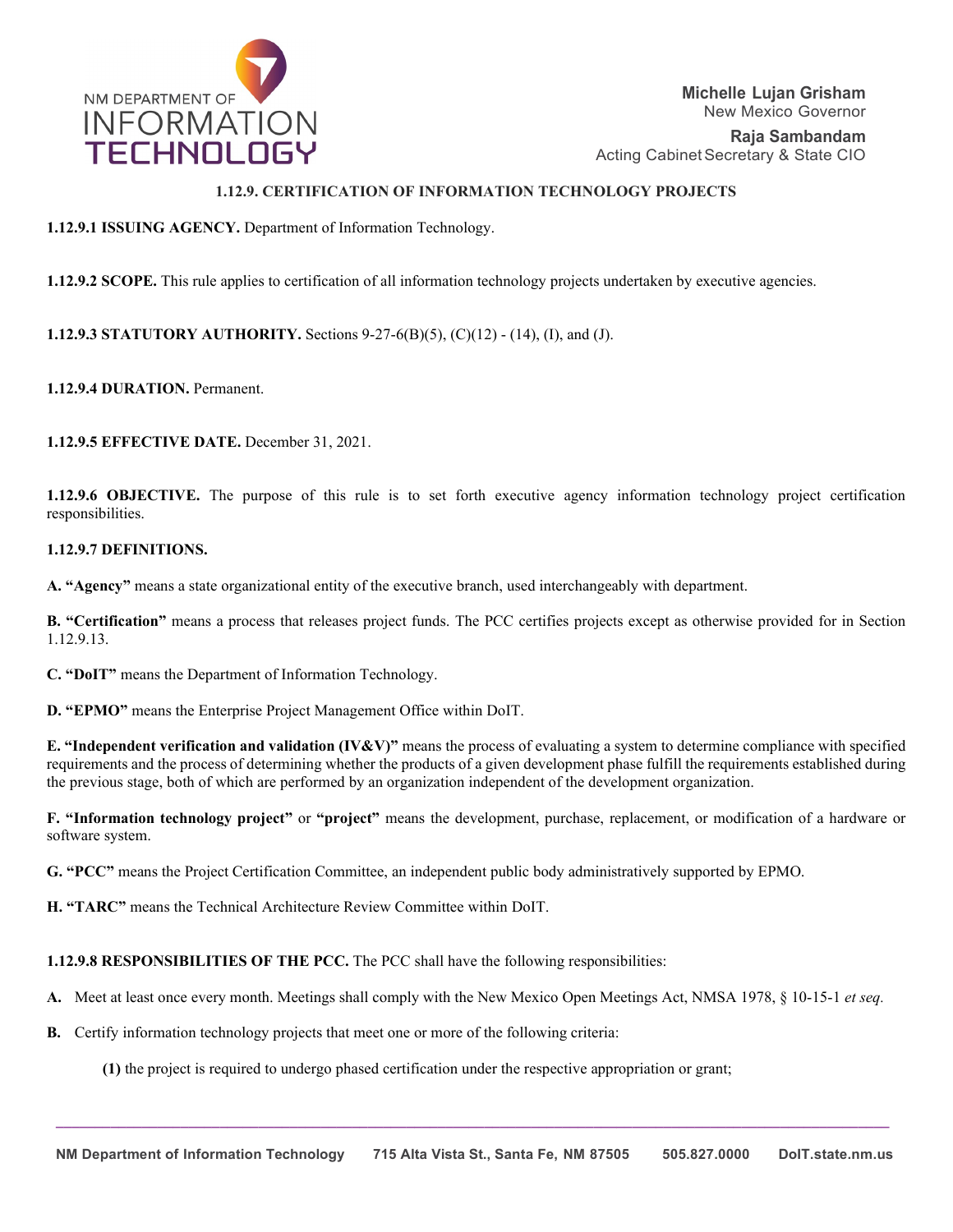## 1.12.9. CERTIFICATION OF INFORMATION TECHNOLOGY PROJECTS

**1.12.9.1 ISSUING AGENCY.** Department of Information Technology.

**1.12.9.2 SCOPE.** This rule applies to certification of all information technology projects undertaken by executive agencies.

**1.12.9.3 STATUTORY AUTHORITY.** Sections 9-27-6(B)(5), (C)(12) - (14), (I), and (J).

**1.12.9.4 DURATION.** Permanent.

**1.12.9.5 EFFECTIVE DATE.** December 31, 2021.

**1.12.9.6 OBJECTIVE.** The purpose of this rule is to set forth executive agency information technology project certification responsibilities.

**1.12.9.7 DEFINITIONS.**

**A. "Agency"** means a state organizational entity of the executive branch, used interchangeably with department.

**B. "Certification"** means a process that releases project funds. The PCC certifies projects except as otherwise provided for in Section 1.12.9.13.

**C. "DoIT"** means the Department of Information Technology.

**D. "EPMO"** means the Enterprise Project Management Office within DoIT.

**E. "Independent verification and validation (IV&V)"** means the process of evaluating a system to determine compliance with specified requirements and the process of determining whether the products of a given development phase fulfill the requirements established during the previous stage, both of which are performed by an organization independent of the development organization.

**F. "Information technology project"** or **"project"** means the development, purchase, replacement, or modification of a hardware or software system.

**G. "PCC"** means the Project Certification Committee, an independent public body administratively supported by EPMO.

**H. "TARC"** means the Technical Architecture Review Committee within DoIT.

**1.12.9.8 RESPONSIBILITIES OF THE PCC.** The PCC shall have the following responsibilities:

**A.** Meet at least once every month. Meetings shall comply with the New Mexico Open Meetings Act, NMSA 1978, § 10-15-1 *et seq.*

**B.** Certify information technology projects that meet one or more of the following criteria:

**(1)** the project is required to undergo phased certification under the respective appropriation or grant;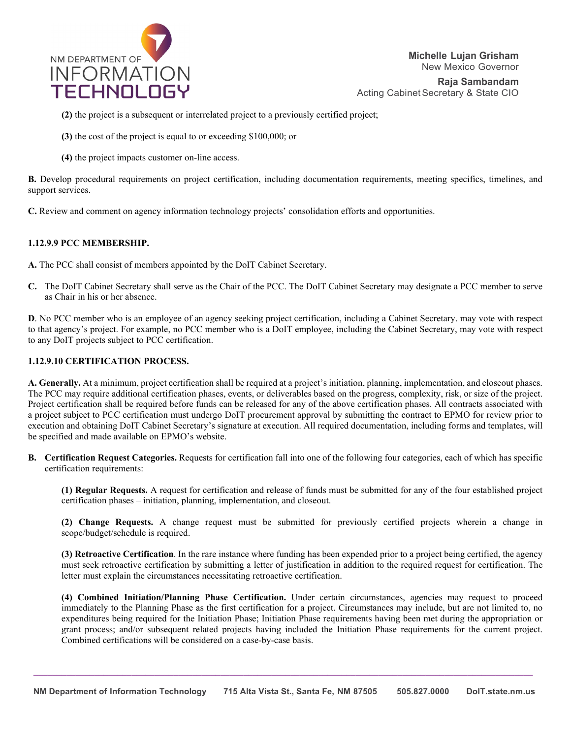**(2)** the project is a subsequent or interrelated project to a previously certified project;

**(3)** the cost of the project is equal to or exceeding $100,000; or

**(4)** the project impacts customer on-line access.

**B.** Develop procedural requirements on project certification, including documentation requirements, meeting specifics, timelines, and support services.

**C.** Review and comment on agency information technology projects' consolidation efforts and opportunities.

**1.12.9.9 PCC MEMBERSHIP.**

**A.** The PCC shall consist of members appointed by the DoIT Cabinet Secretary.

**C.** The DoIT Cabinet Secretary shall serve as the Chair of the PCC. The DoIT Cabinet Secretary may designate a PCC member to serve as Chair in his or her absence.

**D**. No PCC member who is an employee of an agency seeking project certification, including a Cabinet Secretary. may vote with respect to that agency's project. For example, no PCC member who is a DoIT employee, including the Cabinet Secretary, may vote with respect to any DoIT projects subject to PCC certification.

**1.12.9.10 CERTIFICATION PROCESS.**

**A. Generally.** At a minimum, project certification shall be required at a project's initiation, planning, implementation, and closeout phases. The PCC may require additional certification phases, events, or deliverables based on the progress, complexity, risk, or size of the project. Project certification shall be required before funds can be released for any of the above certification phases. All contracts associated with a project subject to PCC certification must undergo DoIT procurement approval by submitting the contract to EPMO for review prior to execution and obtaining DoIT Cabinet Secretary's signature at execution. All required documentation, including forms and templates, will be specified and made available on EPMO's website.

**B. Certification Request Categories.** Requests for certification fall into one of the following four categories, each of which has specific certification requirements:

**(1) Regular Requests.** A request for certification and release of funds must be submitted for any of the four established project certification phases – initiation, planning, implementation, and closeout.

**(2) Change Requests.** A change request must be submitted for previously certified projects wherein a change in scope/budget/schedule is required.

**(3) Retroactive Certification**. In the rare instance where funding has been expended prior to a project being certified, the agency must seek retroactive certification by submitting a letter of justification in addition to the required request for certification. The letter must explain the circumstances necessitating retroactive certification.

**(4) Combined Initiation/Planning Phase Certification.** Under certain circumstances, agencies may request to proceed immediately to the Planning Phase as the first certification for a project. Circumstances may include, but are not limited to, no expenditures being required for the Initiation Phase; Initiation Phase requirements having been met during the appropriation or grant process; and/or subsequent related projects having included the Initiation Phase requirements for the current project. Combined certifications will be considered on a case-by-case basis.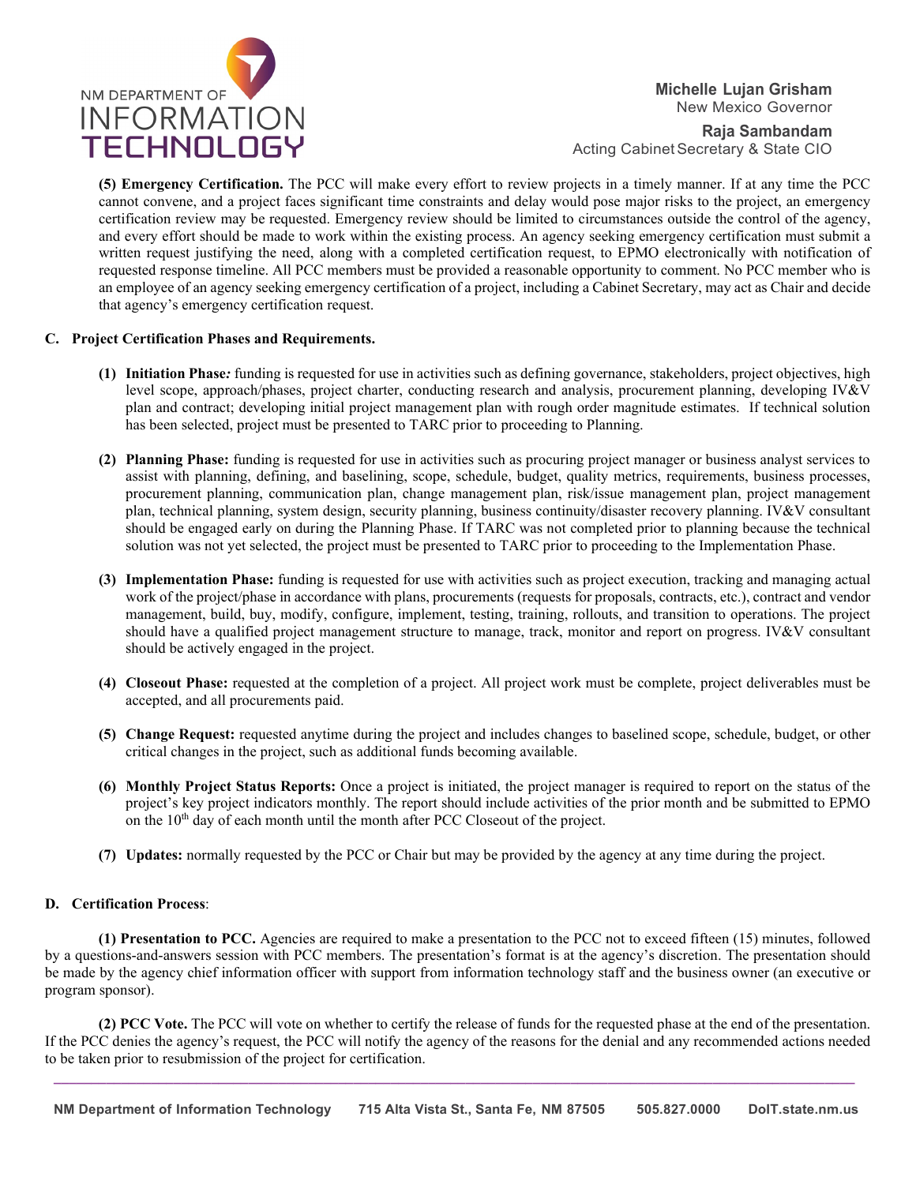**(5) Emergency Certification.** The PCC will make every effort to review projects in a timely manner. If at any time the PCC cannot convene, and a project faces significant time constraints and delay would pose major risks to the project, an emergency certification review may be requested. Emergency review should be limited to circumstances outside the control of the agency, and every effort should be made to work within the existing process. An agency seeking emergency certification must submit a written request justifying the need, along with a completed certification request, to EPMO electronically with notification of requested response timeline. All PCC members must be provided a reasonable opportunity to comment. No PCC member who is an employee of an agency seeking emergency certification of a project, including a Cabinet Secretary, may act as Chair and decide that agency's emergency certification request.

**C. Project Certification Phases and Requirements.**

1. **Initiation Phase*:*** funding is requested for use in activities such as defining governance, stakeholders, project objectives, high level scope, approach/phases, project charter, conducting research and analysis, procurement planning, developing IV&V plan and contract; developing initial project management plan with rough order magnitude estimates. If technical solution has been selected, project must be presented to TARC prior to proceeding to Planning.

2. **Planning Phase:** funding is requested for use in activities such as procuring project manager or business analyst services to assist with planning, defining, and baselining, scope, schedule, budget, quality metrics, requirements, business processes, procurement planning, communication plan, change management plan, risk/issue management plan, project management plan, technical planning, system design, security planning, business continuity/disaster recovery planning. IV&V consultant should be engaged early on during the Planning Phase. If TARC was not completed prior to planning because the technical solution was not yet selected, the project must be presented to TARC prior to proceeding to the Implementation Phase.

3. **Implementation Phase:** funding is requested for use with activities such as project execution, tracking and managing actual work of the project/phase in accordance with plans, procurements (requests for proposals, contracts, etc.), contract and vendor management, build, buy, modify, configure, implement, testing, training, rollouts, and transition to operations. The project should have a qualified project management structure to manage, track, monitor and report on progress. IV&V consultant should be actively engaged in the project.

4. **Closeout Phase:** requested at the completion of a project. All project work must be complete, project deliverables must be accepted, and all procurements paid.

5. **Change Request:** requested anytime during the project and includes changes to baselined scope, schedule, budget, or other critical changes in the project, such as additional funds becoming available.

6. **Monthly Project Status Reports:** Once a project is initiated, the project manager is required to report on the status of the project's key project indicators monthly. The report should include activities of the prior month and be submitted to EPMO on the 10th day of each month until the month after PCC Closeout of the project.

7. **Updates:** normally requested by the PCC or Chair but may be provided by the agency at any time during the project.

**D. Certification Process**:

**(1) Presentation to PCC.** Agencies are required to make a presentation to the PCC not to exceed fifteen (15) minutes, followed by a questions-and-answers session with PCC members. The presentation's format is at the agency's discretion. The presentation should be made by the agency chief information officer with support from information technology staff and the business owner (an executive or program sponsor).

**(2) PCC Vote.** The PCC will vote on whether to certify the release of funds for the requested phase at the end of the presentation. If the PCC denies the agency's request, the PCC will notify the agency of the reasons for the denial and any recommended actions needed to be taken prior to resubmission of the project for certification.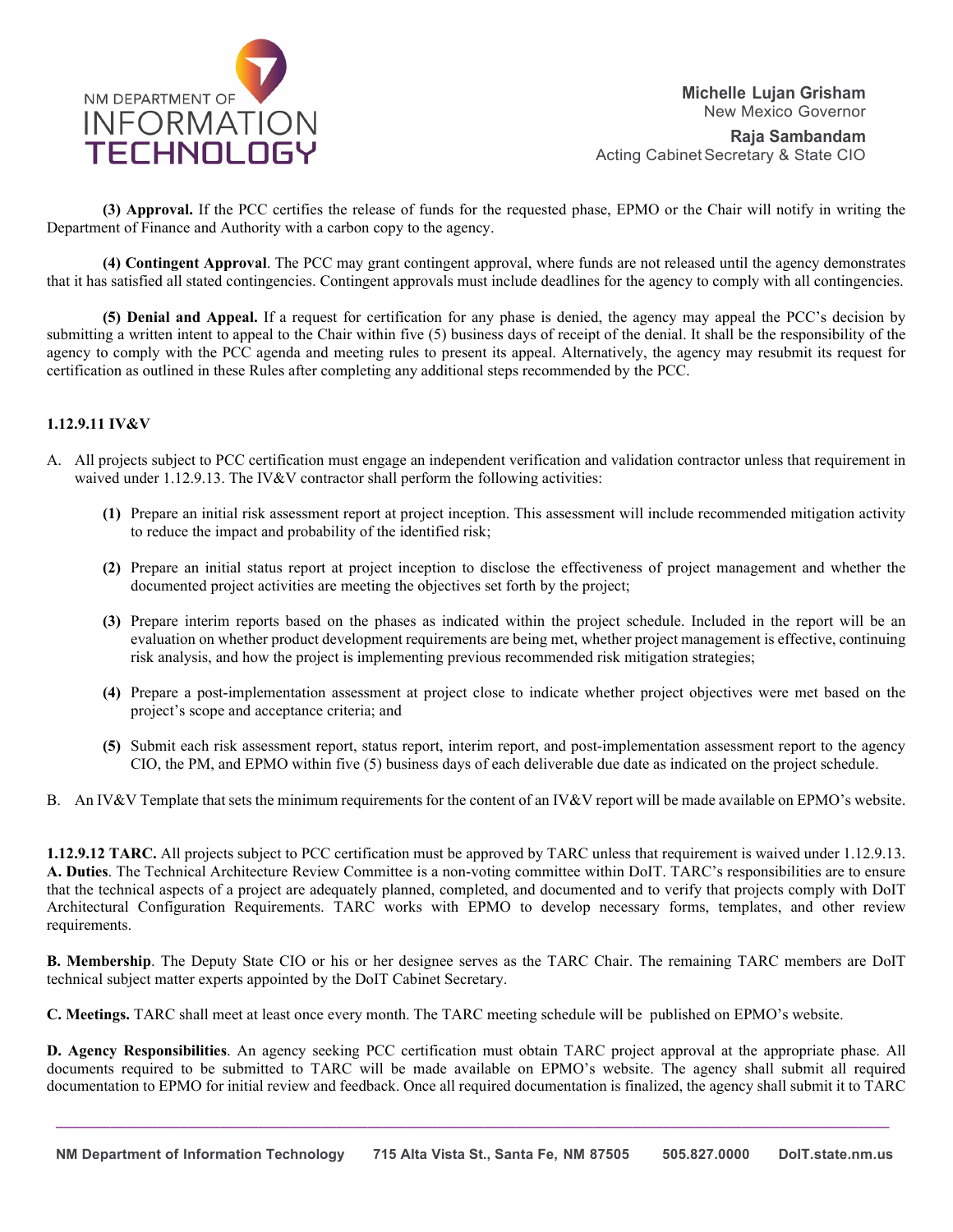**(3) Approval.** If the PCC certifies the release of funds for the requested phase, EPMO or the Chair will notify in writing the Department of Finance and Authority with a carbon copy to the agency.

**(4) Contingent Approval**. The PCC may grant contingent approval, where funds are not released until the agency demonstrates that it has satisfied all stated contingencies. Contingent approvals must include deadlines for the agency to comply with all contingencies.

**(5) Denial and Appeal.** If a request for certification for any phase is denied, the agency may appeal the PCC's decision by submitting a written intent to appeal to the Chair within five (5) business days of receipt of the denial. It shall be the responsibility of the agency to comply with the PCC agenda and meeting rules to present its appeal. Alternatively, the agency may resubmit its request for certification as outlined in these Rules after completing any additional steps recommended by the PCC.

**1.12.9.11 IV&V**

A. All projects subject to PCC certification must engage an independent verification and validation contractor unless that requirement in waived under 1.12.9.13. The IV&V contractor shall perform the following activities:

   **(1)** Prepare an initial risk assessment report at project inception. This assessment will include recommended mitigation activity to reduce the impact and probability of the identified risk;

   **(2)** Prepare an initial status report at project inception to disclose the effectiveness of project management and whether the documented project activities are meeting the objectives set forth by the project;

   **(3)** Prepare interim reports based on the phases as indicated within the project schedule. Included in the report will be an evaluation on whether product development requirements are being met, whether project management is effective, continuing risk analysis, and how the project is implementing previous recommended risk mitigation strategies;

   **(4)** Prepare a post-implementation assessment at project close to indicate whether project objectives were met based on the project's scope and acceptance criteria; and

   **(5)** Submit each risk assessment report, status report, interim report, and post-implementation assessment report to the agency CIO, the PM, and EPMO within five (5) business days of each deliverable due date as indicated on the project schedule.

B. An IV&V Template that sets the minimum requirements for the content of an IV&V report will be made available on EPMO's website.

**1.12.9.12 TARC.** All projects subject to PCC certification must be approved by TARC unless that requirement is waived under 1.12.9.13.
**A. Duties**. The Technical Architecture Review Committee is a non-voting committee within DoIT. TARC's responsibilities are to ensure that the technical aspects of a project are adequately planned, completed, and documented and to verify that projects comply with DoIT Architectural Configuration Requirements. TARC works with EPMO to develop necessary forms, templates, and other review requirements.

**B. Membership**. The Deputy State CIO or his or her designee serves as the TARC Chair. The remaining TARC members are DoIT technical subject matter experts appointed by the DoIT Cabinet Secretary.

**C. Meetings.** TARC shall meet at least once every month. The TARC meeting schedule will be published on EPMO's website.

**D. Agency Responsibilities**. An agency seeking PCC certification must obtain TARC project approval at the appropriate phase. All documents required to be submitted to TARC will be made available on EPMO's website. The agency shall submit all required documentation to EPMO for initial review and feedback. Once all required documentation is finalized, the agency shall submit it to TARC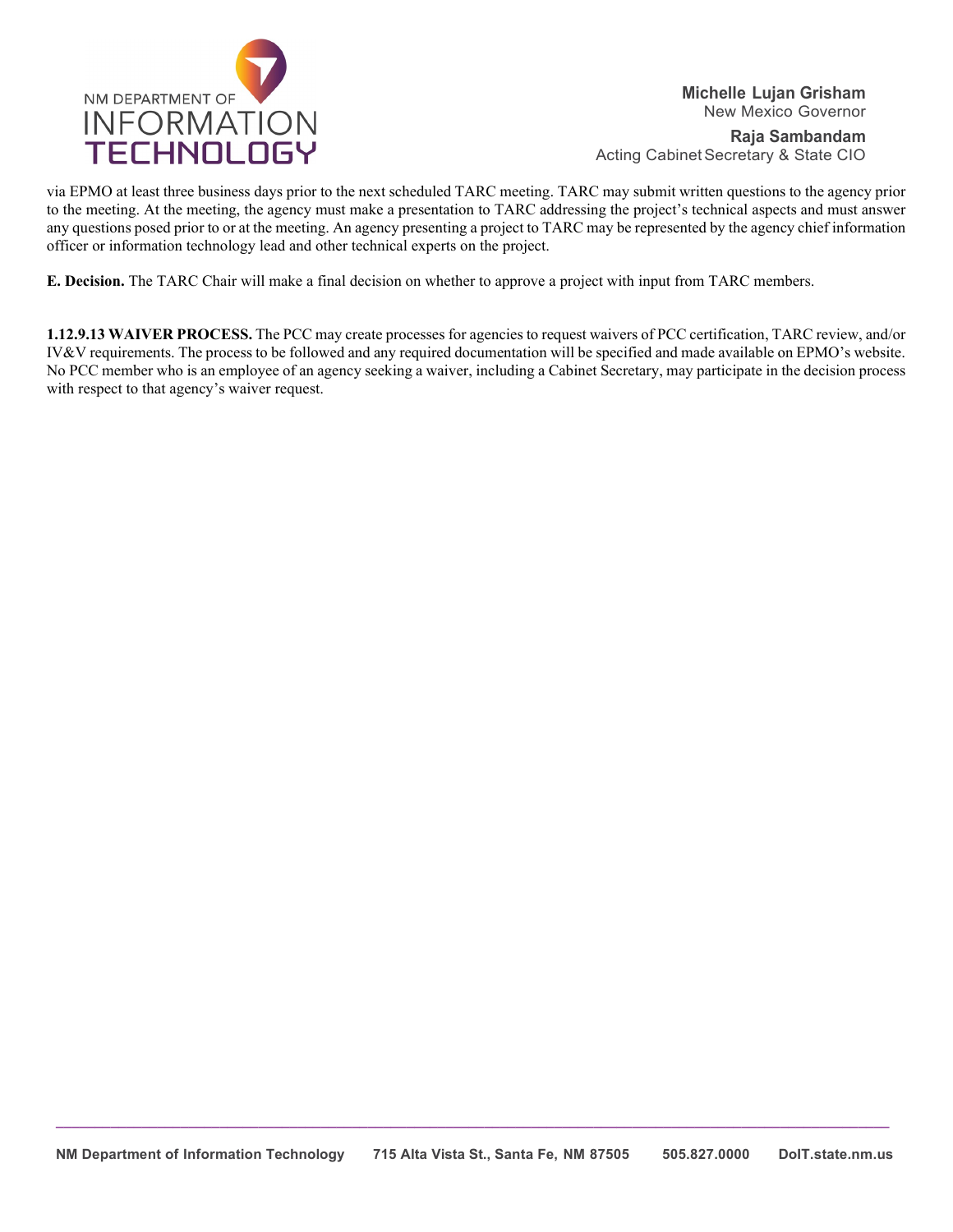via EPMO at least three business days prior to the next scheduled TARC meeting. TARC may submit written questions to the agency prior to the meeting. At the meeting, the agency must make a presentation to TARC addressing the project's technical aspects and must answer any questions posed prior to or at the meeting. An agency presenting a project to TARC may be represented by the agency chief information officer or information technology lead and other technical experts on the project.

**E. Decision.** The TARC Chair will make a final decision on whether to approve a project with input from TARC members.

**1.12.9.13 WAIVER PROCESS.** The PCC may create processes for agencies to request waivers of PCC certification, TARC review, and/or IV&V requirements. The process to be followed and any required documentation will be specified and made available on EPMO's website. No PCC member who is an employee of an agency seeking a waiver, including a Cabinet Secretary, may participate in the decision process with respect to that agency's waiver request.